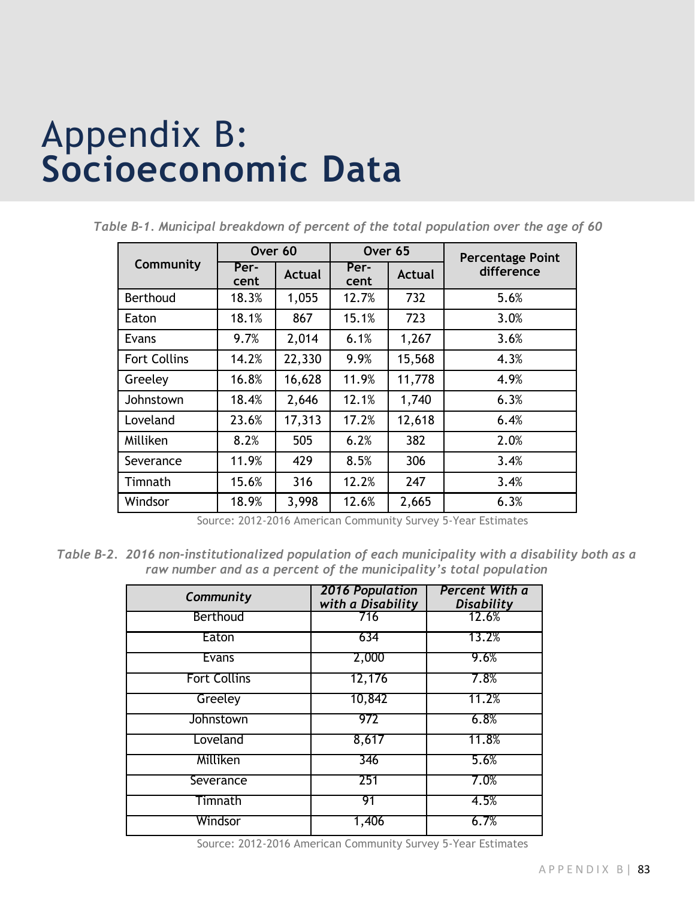# Appendix B: Socioeconomic Data

*Table B-1. Municipal breakdown of percent of the total population over the age of 60*

| Community | Over 60 | | Over 65 | | Percentage Point difference |
|---|---|---|---|---|---|
| | Per-cent | Actual | Per-cent | Actual | |
| Berthoud | 18.3% | 1,055 | 12.7% | 732 | 5.6% |
| Eaton | 18.1% | 867 | 15.1% | 723 | 3.0% |
| Evans | 9.7% | 2,014 | 6.1% | 1,267 | 3.6% |
| Fort Collins | 14.2% | 22,330 | 9.9% | 15,568 | 4.3% |
| Greeley | 16.8% | 16,628 | 11.9% | 11,778 | 4.9% |
| Johnstown | 18.4% | 2,646 | 12.1% | 1,740 | 6.3% |
| Loveland | 23.6% | 17,313 | 17.2% | 12,618 | 6.4% |
| Milliken | 8.2% | 505 | 6.2% | 382 | 2.0% |
| Severance | 11.9% | 429 | 8.5% | 306 | 3.4% |
| Timnath | 15.6% | 316 | 12.2% | 247 | 3.4% |
| Windsor | 18.9% | 3,998 | 12.6% | 2,665 | 6.3% |

Source: 2012-2016 American Community Survey 5-Year Estimates

*Table B-2. 2016 non-institutionalized population of each municipality with a disability both as a raw number and as a percent of the municipality's total population*

| *Community* | *2016 Population with a Disability* | *Percent With a Disability* |
|---|---|---|
| Berthoud | 716 | 12.6% |
| Eaton | 634 | 13.2% |
| Evans | 2,000 | 9.6% |
| Fort Collins | 12,176 | 7.8% |
| Greeley | 10,842 | 11.2% |
| Johnstown | 972 | 6.8% |
| Loveland | 8,617 | 11.8% |
| Milliken | 346 | 5.6% |
| Severance | 251 | 7.0% |
| Timnath | 91 | 4.5% |
| Windsor | 1,406 | 6.7% |

Source: 2012-2016 American Community Survey 5-Year Estimates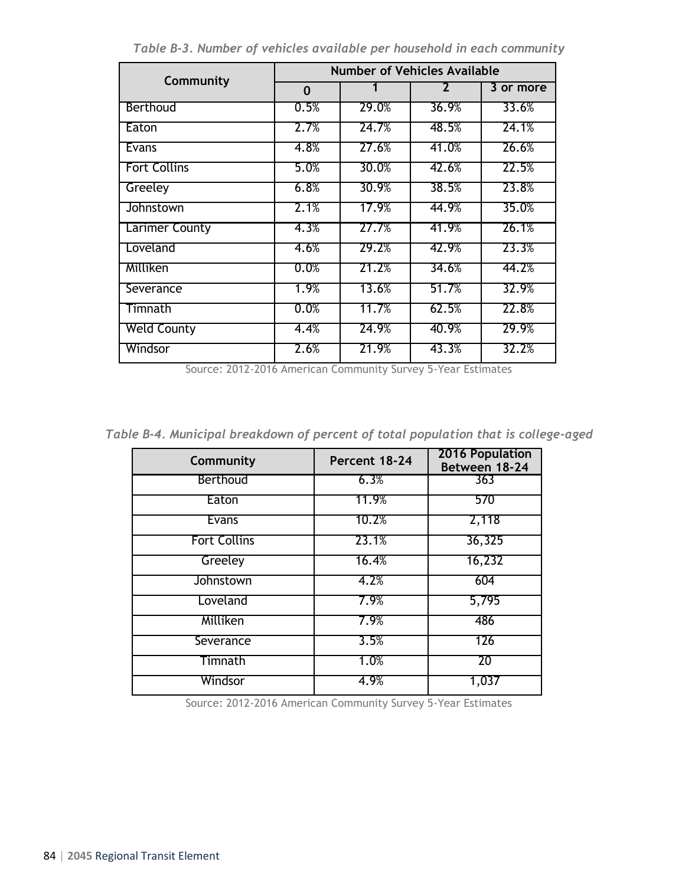*Table B-3. Number of vehicles available per household in each community*

| Community | Number of Vehicles Available | | | |
|---|---|---|---|---|
| | 0 | 1 | 2 | 3 or more |
| Berthoud | 0.5% | 29.0% | 36.9% | 33.6% |
| Eaton | 2.7% | 24.7% | 48.5% | 24.1% |
| Evans | 4.8% | 27.6% | 41.0% | 26.6% |
| Fort Collins | 5.0% | 30.0% | 42.6% | 22.5% |
| Greeley | 6.8% | 30.9% | 38.5% | 23.8% |
| Johnstown | 2.1% | 17.9% | 44.9% | 35.0% |
| Larimer County | 4.3% | 27.7% | 41.9% | 26.1% |
| Loveland | 4.6% | 29.2% | 42.9% | 23.3% |
| Milliken | 0.0% | 21.2% | 34.6% | 44.2% |
| Severance | 1.9% | 13.6% | 51.7% | 32.9% |
| Timnath | 0.0% | 11.7% | 62.5% | 22.8% |
| Weld County | 4.4% | 24.9% | 40.9% | 29.9% |
| Windsor | 2.6% | 21.9% | 43.3% | 32.2% |

Source: 2012-2016 American Community Survey 5-Year Estimates

*Table B-4. Municipal breakdown of percent of total population that is college-aged*

| Community | Percent 18-24 | 2016 Population Between 18-24 |
|---|---|---|
| Berthoud | 6.3% | 363 |
| Eaton | 11.9% | 570 |
| Evans | 10.2% | 2,118 |
| Fort Collins | 23.1% | 36,325 |
| Greeley | 16.4% | 16,232 |
| Johnstown | 4.2% | 604 |
| Loveland | 7.9% | 5,795 |
| Milliken | 7.9% | 486 |
| Severance | 3.5% | 126 |
| Timnath | 1.0% | 20 |
| Windsor | 4.9% | 1,037 |

Source: 2012-2016 American Community Survey 5-Year Estimates